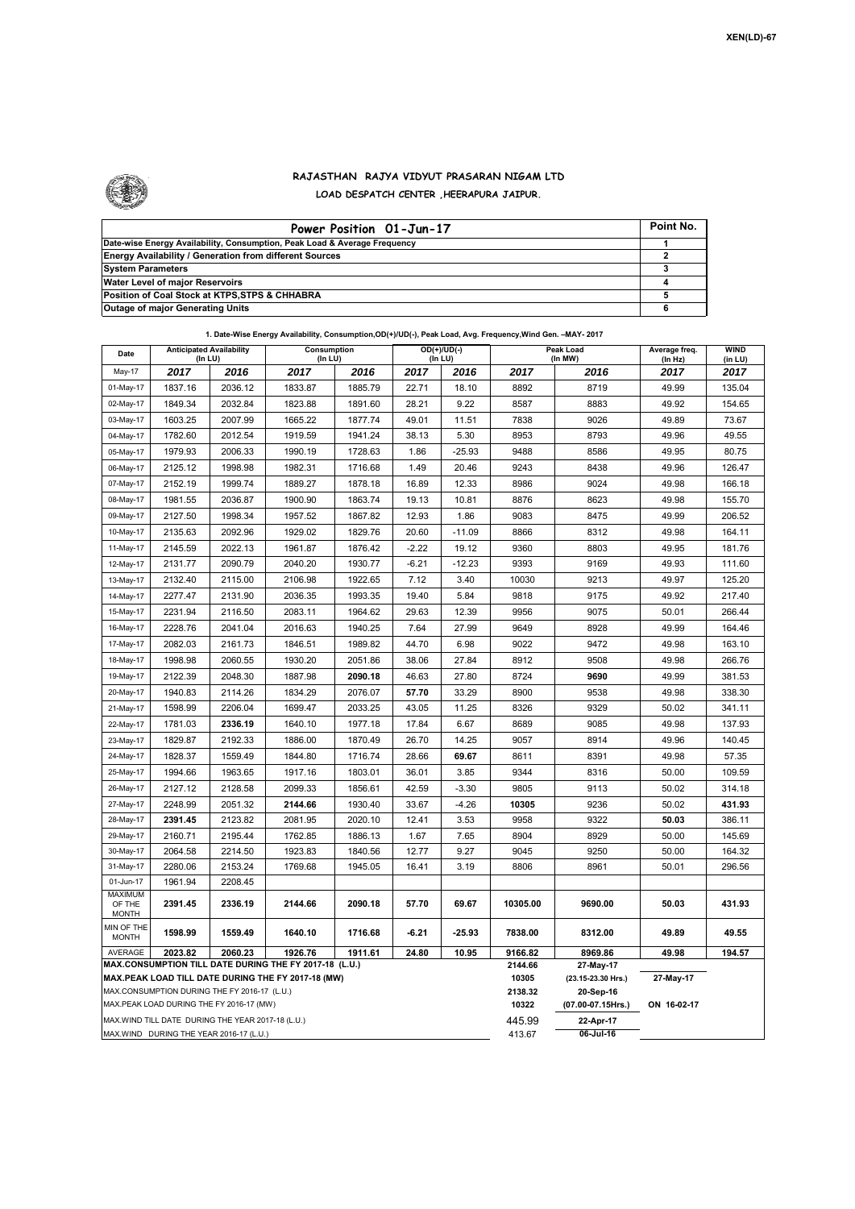XEN(LD)-67

# RAJASTHAN RAJYA VIDYUT PRASARAN NIGAM LTD

## LOAD DESPATCH CENTER ,HEERAPURA JAIPUR.

| Power Position 01-Jun-17 | Point No. |
|---|---|
| Date-wise Energy Availability, Consumption, Peak Load & Average Frequency | 1 |
| Energy Availability / Generation from different Sources | 2 |
| System Parameters | 3 |
| Water Level of major Reservoirs | 4 |
| Position of Coal Stock at KTPS,STPS & CHHABRA | 5 |
| Outage of major Generating Units | 6 |

**1. Date-Wise Energy Availability, Consumption,OD(+)/UD(-), Peak Load, Avg. Frequency,Wind Gen. –MAY- 2017**

| Date | Anticipated Availability (In LU) | | Consumption (In LU) | | OD(+)/UD(-) (In LU) | | Peak Load (In MW) | | Average freq. (In Hz) | WIND (in LU) |
|---|---|---|---|---|---|---|---|---|---|---|
| May-17 | 2017 | 2016 | 2017 | 2016 | 2017 | 2016 | 2017 | 2016 | 2017 | 2017 |
| 01-May-17 | 1837.16 | 2036.12 | 1833.87 | 1885.79 | 22.71 | 18.10 | 8892 | 8719 | 49.99 | 135.04 |
| 02-May-17 | 1849.34 | 2032.84 | 1823.88 | 1891.60 | 28.21 | 9.22 | 8587 | 8883 | 49.92 | 154.65 |
| 03-May-17 | 1603.25 | 2007.99 | 1665.22 | 1877.74 | 49.01 | 11.51 | 7838 | 9026 | 49.89 | 73.67 |
| 04-May-17 | 1782.60 | 2012.54 | 1919.59 | 1941.24 | 38.13 | 5.30 | 8953 | 8793 | 49.96 | 49.55 |
| 05-May-17 | 1979.93 | 2006.33 | 1990.19 | 1728.63 | 1.86 | -25.93 | 9488 | 8586 | 49.95 | 80.75 |
| 06-May-17 | 2125.12 | 1998.98 | 1982.31 | 1716.68 | 1.49 | 20.46 | 9243 | 8438 | 49.96 | 126.47 |
| 07-May-17 | 2152.19 | 1999.74 | 1889.27 | 1878.18 | 16.89 | 12.33 | 8986 | 9024 | 49.98 | 166.18 |
| 08-May-17 | 1981.55 | 2036.87 | 1900.90 | 1863.74 | 19.13 | 10.81 | 8876 | 8623 | 49.98 | 155.70 |
| 09-May-17 | 2127.50 | 1998.34 | 1957.52 | 1867.82 | 12.93 | 1.86 | 9083 | 8475 | 49.99 | 206.52 |
| 10-May-17 | 2135.63 | 2092.96 | 1929.02 | 1829.76 | 20.60 | -11.09 | 8866 | 8312 | 49.98 | 164.11 |
| 11-May-17 | 2145.59 | 2022.13 | 1961.87 | 1876.42 | -2.22 | 19.12 | 9360 | 8803 | 49.95 | 181.76 |
| 12-May-17 | 2131.77 | 2090.79 | 2040.20 | 1930.77 | -6.21 | -12.23 | 9393 | 9169 | 49.93 | 111.60 |
| 13-May-17 | 2132.40 | 2115.00 | 2106.98 | 1922.65 | 7.12 | 3.40 | 10030 | 9213 | 49.97 | 125.20 |
| 14-May-17 | 2277.47 | 2131.90 | 2036.35 | 1993.35 | 19.40 | 5.84 | 9818 | 9175 | 49.92 | 217.40 |
| 15-May-17 | 2231.94 | 2116.50 | 2083.11 | 1964.62 | 29.63 | 12.39 | 9956 | 9075 | 50.01 | 266.44 |
| 16-May-17 | 2228.76 | 2041.04 | 2016.63 | 1940.25 | 7.64 | 27.99 | 9649 | 8928 | 49.99 | 164.46 |
| 17-May-17 | 2082.03 | 2161.73 | 1846.51 | 1989.82 | 44.70 | 6.98 | 9022 | 9472 | 49.98 | 163.10 |
| 18-May-17 | 1998.98 | 2060.55 | 1930.20 | 2051.86 | 38.06 | 27.84 | 8912 | 9508 | 49.98 | 266.76 |
| 19-May-17 | 2122.39 | 2048.30 | 1887.98 | **2090.18** | 46.63 | 27.80 | 8724 | **9690** | 49.99 | 381.53 |
| 20-May-17 | 1940.83 | 2114.26 | 1834.29 | 2076.07 | **57.70** | 33.29 | 8900 | 9538 | 49.98 | 338.30 |
| 21-May-17 | 1598.99 | 2206.04 | 1699.47 | 2033.25 | 43.05 | 11.25 | 8326 | 9329 | 50.02 | 341.11 |
| 22-May-17 | 1781.03 | **2336.19** | 1640.10 | 1977.18 | 17.84 | 6.67 | 8689 | 9085 | 49.98 | 137.93 |
| 23-May-17 | 1829.87 | 2192.33 | 1886.00 | 1870.49 | 26.70 | 14.25 | 9057 | 8914 | 49.96 | 140.45 |
| 24-May-17 | 1828.37 | 1559.49 | 1844.80 | 1716.74 | 28.66 | **69.67** | 8611 | 8391 | 49.98 | 57.35 |
| 25-May-17 | 1994.66 | 1963.65 | 1917.16 | 1803.01 | 36.01 | 3.85 | 9344 | 8316 | 50.00 | 109.59 |
| 26-May-17 | 2127.12 | 2128.58 | 2099.33 | 1856.61 | 42.59 | -3.30 | 9805 | 9113 | 50.02 | 314.18 |
| 27-May-17 | 2248.99 | 2051.32 | **2144.66** | 1930.40 | 33.67 | -4.26 | **10305** | 9236 | 50.02 | **431.93** |
| 28-May-17 | **2391.45** | 2123.82 | 2081.95 | 2020.10 | 12.41 | 3.53 | 9958 | 9322 | **50.03** | 386.11 |
| 29-May-17 | 2160.71 | 2195.44 | 1762.85 | 1886.13 | 1.67 | 7.65 | 8904 | 8929 | 50.00 | 145.69 |
| 30-May-17 | 2064.58 | 2214.50 | 1923.83 | 1840.56 | 12.77 | 9.27 | 9045 | 9250 | 50.00 | 164.32 |
| 31-May-17 | 2280.06 | 2153.24 | 1769.68 | 1945.05 | 16.41 | 3.19 | 8806 | 8961 | 50.01 | 296.56 |
| 01-Jun-17 | 1961.94 | 2208.45 | | | | | | | | |
| MAXIMUM OF THE MONTH | 2391.45 | 2336.19 | 2144.66 | 2090.18 | 57.70 | 69.67 | 10305.00 | 9690.00 | 50.03 | 431.93 |
| MIN OF THE MONTH | 1598.99 | 1559.49 | 1640.10 | 1716.68 | -6.21 | -25.93 | 7838.00 | 8312.00 | 49.89 | 49.55 |
| AVERAGE | 2023.82 | 2060.23 | 1926.76 | 1911.61 | 24.80 | 10.95 | 9166.82 | 8969.86 | 49.98 | 194.57 |
| MAX.CONSUMPTION TILL DATE DURING THE FY 2017-18 (L.U.) | | | | | | | 2144.66 | 27-May-17 | | |
| MAX.PEAK LOAD TILL DATE DURING THE FY 2017-18 (MW) | | | | | | | 10305 | (23.15-23.30 Hrs.) | 27-May-17 | |
| MAX.CONSUMPTION DURING THE FY 2016-17 (L.U.) | | | | | | | 2138.32 | 20-Sep-16 | | |
| MAX.PEAK LOAD DURING THE FY 2016-17 (MW) | | | | | | | 10322 | (07.00-07.15Hrs.) | ON 16-02-17 | |
| MAX.WIND TILL DATE DURING THE YEAR 2017-18 (L.U.) | | | | | | | 445.99 | 22-Apr-17 | | |
| MAX.WIND DURING THE YEAR 2016-17 (L.U.) | | | | | | | 413.67 | 06-Jul-16 | | |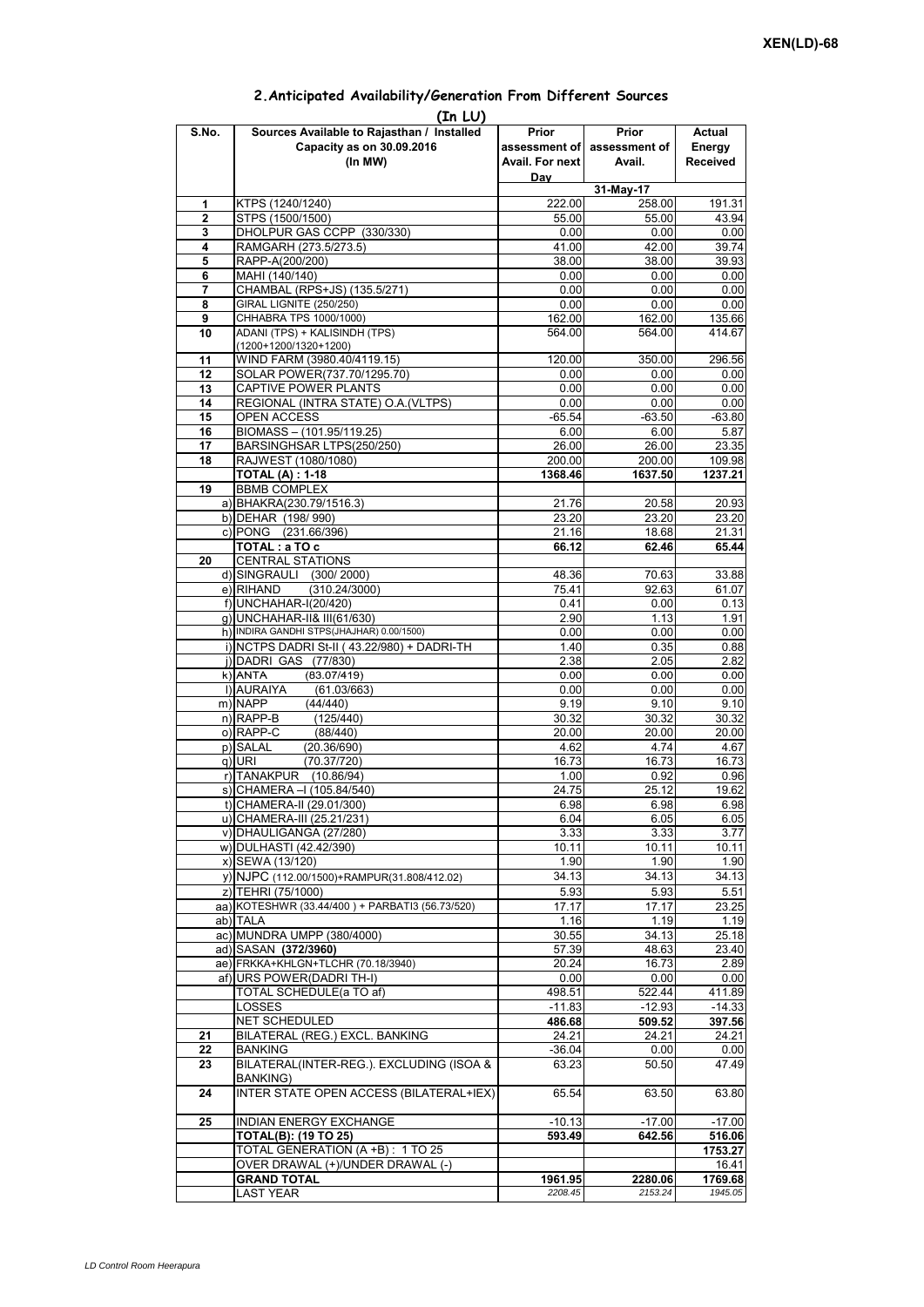XEN(LD)-68

## 2.Anticipated Availability/Generation From Different Sources

(In LU)

| S.No. | Sources Available to Rajasthan / Installed Capacity as on 30.09.2016 (In MW) | Prior assessment of Avail. For next Day | Prior assessment of Avail. | Actual Energy Received |
|---|---|---|---|---|
| | | 31-May-17 | | |
| 1 | KTPS (1240/1240) | 222.00 | 258.00 | 191.31 |
| 2 | STPS (1500/1500) | 55.00 | 55.00 | 43.94 |
| 3 | DHOLPUR GAS CCPP (330/330) | 0.00 | 0.00 | 0.00 |
| 4 | RAMGARH (273.5/273.5) | 41.00 | 42.00 | 39.74 |
| 5 | RAPP-A(200/200) | 38.00 | 38.00 | 39.93 |
| 6 | MAHI (140/140) | 0.00 | 0.00 | 0.00 |
| 7 | CHAMBAL (RPS+JS) (135.5/271) | 0.00 | 0.00 | 0.00 |
| 8 | GIRAL LIGNITE (250/250) | 0.00 | 0.00 | 0.00 |
| 9 | CHHABRA TPS 1000/1000) | 162.00 | 162.00 | 135.66 |
| 10 | ADANI (TPS) + KALISINDH (TPS) (1200+1200/1320+1200) | 564.00 | 564.00 | 414.67 |
| 11 | WIND FARM (3980.40/4119.15) | 120.00 | 350.00 | 296.56 |
| 12 | SOLAR POWER(737.70/1295.70) | 0.00 | 0.00 | 0.00 |
| 13 | CAPTIVE POWER PLANTS | 0.00 | 0.00 | 0.00 |
| 14 | REGIONAL (INTRA STATE) O.A.(VLTPS) | 0.00 | 0.00 | 0.00 |
| 15 | OPEN ACCESS | -65.54 | -63.50 | -63.80 |
| 16 | BIOMASS – (101.95/119.25) | 6.00 | 6.00 | 5.87 |
| 17 | BARSINGHSAR LTPS(250/250) | 26.00 | 26.00 | 23.35 |
| 18 | RAJWEST (1080/1080) | 200.00 | 200.00 | 109.98 |
| | **TOTAL (A) : 1-18** | **1368.46** | **1637.50** | **1237.21** |
| 19 | BBMB COMPLEX | | | |
| | a) BHAKRA(230.79/1516.3) | 21.76 | 20.58 | 20.93 |
| | b) DEHAR (198/ 990) | 23.20 | 23.20 | 23.20 |
| | c) PONG (231.66/396) | 21.16 | 18.68 | 21.31 |
| | **TOTAL : a TO c** | **66.12** | **62.46** | **65.44** |
| 20 | CENTRAL STATIONS | | | |
| | d) SINGRAULI (300/ 2000) | 48.36 | 70.63 | 33.88 |
| | e) RIHAND (310.24/3000) | 75.41 | 92.63 | 61.07 |
| | f) UNCHAHAR-I(20/420) | 0.41 | 0.00 | 0.13 |
| | g) UNCHAHAR-II& III(61/630) | 2.90 | 1.13 | 1.91 |
| | h) INDIRA GANDHI STPS(JHAJHAR) 0.00/1500) | 0.00 | 0.00 | 0.00 |
| | i) NCTPS DADRI St-II ( 43.22/980) + DADRI-TH | 1.40 | 0.35 | 0.88 |
| | j) DADRI GAS (77/830) | 2.38 | 2.05 | 2.82 |
| | k) ANTA (83.07/419) | 0.00 | 0.00 | 0.00 |
| | l) AURAIYA (61.03/663) | 0.00 | 0.00 | 0.00 |
| | m) NAPP (44/440) | 9.19 | 9.10 | 9.10 |
| | n) RAPP-B (125/440) | 30.32 | 30.32 | 30.32 |
| | o) RAPP-C (88/440) | 20.00 | 20.00 | 20.00 |
| | p) SALAL (20.36/690) | 4.62 | 4.74 | 4.67 |
| | q) URI (70.37/720) | 16.73 | 16.73 | 16.73 |
| | r) TANAKPUR (10.86/94) | 1.00 | 0.92 | 0.96 |
| | s) CHAMERA –I (105.84/540) | 24.75 | 25.12 | 19.62 |
| | t) CHAMERA-II (29.01/300) | 6.98 | 6.98 | 6.98 |
| | u) CHAMERA-III (25.21/231) | 6.04 | 6.05 | 6.05 |
| | v) DHAULIGANGA (27/280) | 3.33 | 3.33 | 3.77 |
| | w) DULHASTI (42.42/390) | 10.11 | 10.11 | 10.11 |
| | x) SEWA (13/120) | 1.90 | 1.90 | 1.90 |
| | y) NJPC (112.00/1500)+RAMPUR(31.808/412.02) | 34.13 | 34.13 | 34.13 |
| | z) TEHRI (75/1000) | 5.93 | 5.93 | 5.51 |
| | aa) KOTESHWR (33.44/400 ) + PARBATI3 (56.73/520) | 17.17 | 17.17 | 23.25 |
| | ab) TALA | 1.16 | 1.19 | 1.19 |
| | ac) MUNDRA UMPP (380/4000) | 30.55 | 34.13 | 25.18 |
| | ad) SASAN **(372/3960)** | 57.39 | 48.63 | 23.40 |
| | ae) FRKKA+KHLGN+TLCHR (70.18/3940) | 20.24 | 16.73 | 2.89 |
| | af) URS POWER(DADRI TH-I) | 0.00 | 0.00 | 0.00 |
| | TOTAL SCHEDULE(a TO af) | 498.51 | 522.44 | 411.89 |
| | LOSSES | -11.83 | -12.93 | -14.33 |
| | NET SCHEDULED | **486.68** | **509.52** | **397.56** |
| 21 | BILATERAL (REG.) EXCL. BANKING | 24.21 | 24.21 | 24.21 |
| 22 | BANKING | -36.04 | 0.00 | 0.00 |
| 23 | BILATERAL(INTER-REG.). EXCLUDING (ISOA & BANKING) | 63.23 | 50.50 | 47.49 |
| 24 | INTER STATE OPEN ACCESS (BILATERAL+IEX) | 65.54 | 63.50 | 63.80 |
| 25 | INDIAN ENERGY EXCHANGE | -10.13 | -17.00 | -17.00 |
| | **TOTAL(B): (19 TO 25)** | **593.49** | **642.56** | **516.06** |
| | TOTAL GENERATION (A +B) : 1 TO 25 | | | **1753.27** |
| | OVER DRAWAL (+)/UNDER DRAWAL (-) | | | 16.41 |
| | **GRAND TOTAL** | **1961.95** | **2280.06** | **1769.68** |
| | LAST YEAR | *2208.45* | *2153.24* | *1945.05* |

*LD Control Room Heerapura*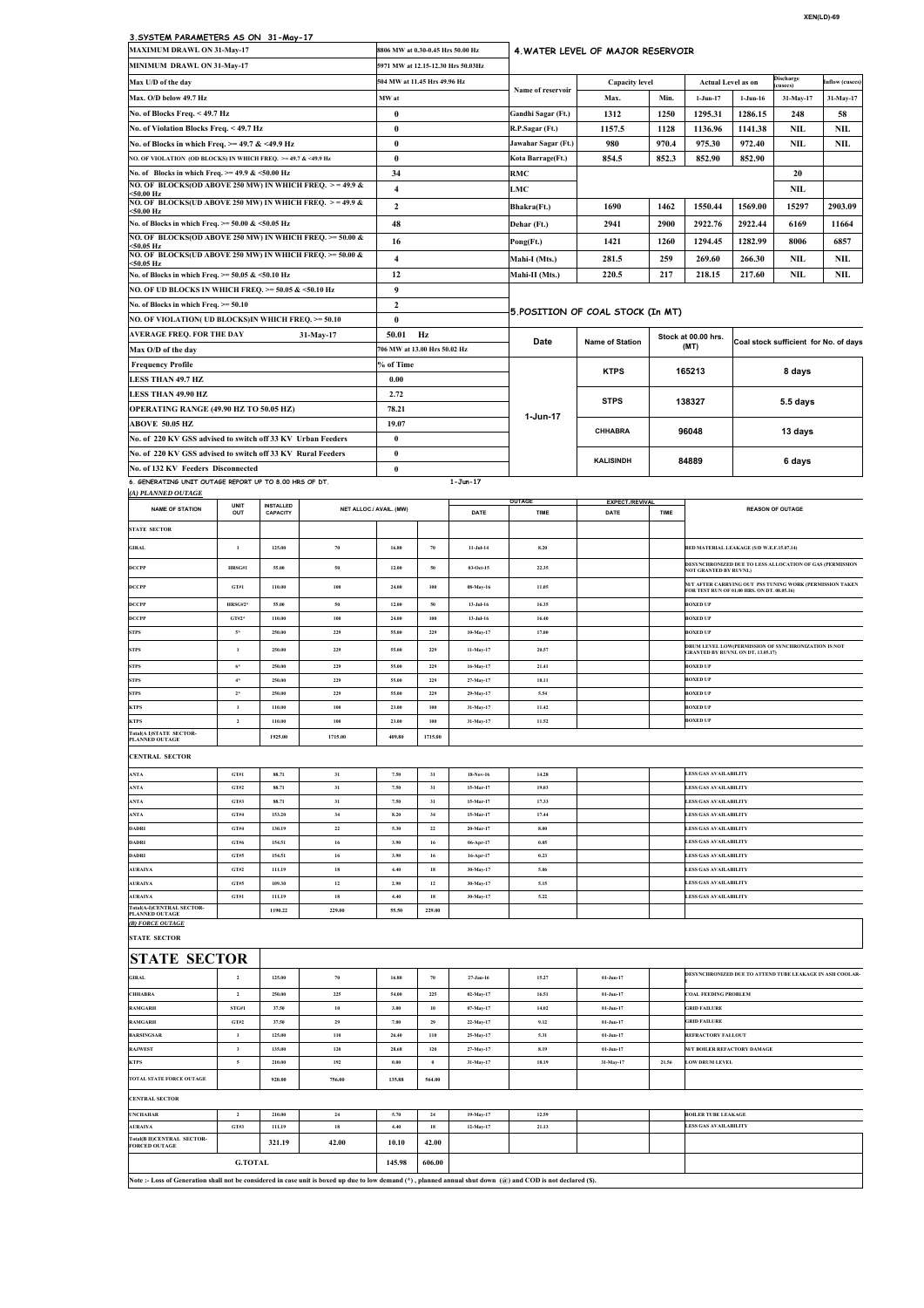XEN(LD)-69

## 3.SYSTEM PARAMETERS AS ON 31-May-17

| | |
|---|---|
| MAXIMUM DRAWL ON 31-May-17 | 8806 MW at 0.30-0.45 Hrs 50.00 Hz |
| MINIMUM DRAWL ON 31-May-17 | 5971 MW at 12.15-12.30 Hrs 50.03Hz |
| Max U/D of the day | 504 MW at 11.45 Hrs 49.96 Hz |
| Max. O/D below 49.7 Hz | MW at |
| No. of Blocks Freq. < 49.7 Hz | 0 |
| No. of Violation Blocks Freq. < 49.7 Hz | 0 |
| No. of Blocks in which Freq. >= 49.7 & <49.9 Hz | 0 |
| NO. OF VIOLATION (OD BLOCKS) IN WHICH FREQ. >= 49.7 & <49.9 Hz | 0 |
| No. of Blocks in which Freq. >= 49.9 & <50.00 Hz | 34 |
| NO. OF BLOCKS(OD ABOVE 250 MW) IN WHICH FREQ. > = 49.9 & <50.00 Hz | 4 |
| NO. OF BLOCKS(UD ABOVE 250 MW) IN WHICH FREQ. > = 49.9 & <50.00 Hz | 2 |
| No. of Blocks in which Freq. >= 50.00 & <50.05 Hz | 48 |
| NO. OF BLOCKS(OD ABOVE 250 MW) IN WHICH FREQ. >= 50.00 & <50.05 Hz | 16 |
| NO. OF BLOCKS(UD ABOVE 250 MW) IN WHICH FREQ. >= 50.00 & <50.05 Hz | 4 |
| No. of Blocks in which Freq. >= 50.05 & <50.10 Hz | 12 |
| NO. OF UD BLOCKS IN WHICH FREQ. >= 50.05 & <50.10 Hz | 9 |
| No. of Blocks in which Freq. >= 50.10 | 2 |
| NO. OF VIOLATION( UD BLOCKS)IN WHICH FREQ. >= 50.10 | 0 |
| AVERAGE FREQ. FOR THE DAY 31-May-17 | 50.01 Hz |
| Max O/D of the day | 706 MW at 13.00 Hrs 50.02 Hz |
| Frequency Profile | % of Time |
| LESS THAN 49.7 HZ | 0.00 |
| LESS THAN 49.90 HZ | 2.72 |
| OPERATING RANGE (49.90 HZ TO 50.05 HZ) | 78.21 |
| ABOVE 50.05 HZ | 19.07 |
| No. of 220 KV GSS advised to switch off 33 KV Urban Feeders | 0 |
| No. of 220 KV GSS advised to switch off 33 KV Rural Feeders | 0 |
| No. of 132 KV Feeders Disconnected | 0 |

## 4.WATER LEVEL OF MAJOR RESERVOIR

| Name of reservoir | Capacity level Max. | Min. | Actual Level as on 1-Jun-17 | 1-Jun-16 | Discharge (cusecs) 31-May-17 | Inflow (cusecs) 31-May-17 |
|---|---|---|---|---|---|---|
| Gandhi Sagar (Ft.) | 1312 | 1250 | 1295.31 | 1286.15 | 248 | 58 |
| R.P.Sagar (Ft.) | 1157.5 | 1128 | 1136.96 | 1141.38 | NIL | NIL |
| Jawahar Sagar (Ft.) | 980 | 970.4 | 975.30 | 972.40 | NIL | NIL |
| Kota Barrage(Ft.) | 854.5 | 852.3 | 852.90 | 852.90 | | |
| RMC | | | | | 20 | |
| LMC | | | | | NIL | |
| Bhakra(Ft.) | 1690 | 1462 | 1550.44 | 1569.00 | 15297 | 2903.09 |
| Dehar (Ft.) | 2941 | 2900 | 2922.76 | 2922.44 | 6169 | 11664 |
| Pong(Ft.) | 1421 | 1260 | 1294.45 | 1282.99 | 8006 | 6857 |
| Mahi-I (Mts.) | 281.5 | 259 | 269.60 | 266.30 | NIL | NIL |
| Mahi-II (Mts.) | 220.5 | 217 | 218.15 | 217.60 | NIL | NIL |

## 5.POSITION OF COAL STOCK (In MT)

| Date | Name of Station | Stock at 00.00 hrs. (MT) | Coal stock sufficient for No. of days |
|---|---|---|---|
| 1-Jun-17 | KTPS | 165213 | 8 days |
| | STPS | 138327 | 5.5 days |
| | CHHABRA | 96048 | 13 days |
| | KALISINDH | 84889 | 6 days |

## 6. GENERATING UNIT OUTAGE REPORT UP TO 8.00 HRS OF DT. 1-Jun-17

*(A) PLANNED OUTAGE*

| NAME OF STATION | UNIT OUT | INSTALLED CAPACITY | NET ALLOC./ AVAIL. (MW) | | | OUTAGE DATE | TIME | EXPECT./REVIVAL DATE | TIME | REASON OF OUTAGE |
|---|---|---|---|---|---|---|---|---|---|---|
| **STATE SECTOR** | | | | | | | | | | |
| GIRAL | 1 | 125.00 | 70 | 16.80 | 70 | 11-Jul-14 | 8.20 | | | BED MATERIAL LEAKAGE (S/D W.E.F.15.07.14) |
| DCCPP | HRSG#1 | 55.00 | 50 | 12.00 | 50 | 03-Oct-15 | 22.35 | | | DESYNCHRONIZED DUE TO LESS ALLOCATION OF GAS (PERMISSION NOT GRANTED BY RUVNL) |
| DCCPP | GT#1 | 110.00 | 100 | 24.00 | 100 | 08-May-16 | 11.05 | | | M/T AFTER CARRYING OUT PSS TUNING WORK (PERMISSION TAKEN FOR TEST RUN OF 01.00 HRS. ON DT. 08.05.16) |
| DCCPP | HRSG#2* | 55.00 | 50 | 12.00 | 50 | 13-Jul-16 | 16.35 | | | BOXED UP |
| DCCPP | GT#2* | 110.00 | 100 | 24.00 | 100 | 13-Jul-16 | 16.40 | | | BOXED UP |
| STPS | 5* | 250.00 | 229 | 55.00 | 229 | 10-May-17 | 17.00 | | | BOXED UP |
| STPS | 1 | 250.00 | 229 | 55.00 | 229 | 11-May-17 | 20.57 | | | DRUM LEVEL LOW(PERMISSION OF SYNCHRONIZATION IS NOT GRANTED BY RUVNL ON DT. 13.05.17) |
| STPS | 6* | 250.00 | 229 | 55.00 | 229 | 16-May-17 | 21.41 | | | BOXED UP |
| STPS | 4* | 250.00 | 229 | 55.00 | 229 | 27-May-17 | 18.11 | | | BOXED UP |
| STPS | 2* | 250.00 | 229 | 55.00 | 229 | 29-May-17 | 5.54 | | | BOXED UP |
| KTPS | 1 | 110.00 | 100 | 23.00 | 100 | 31-May-17 | 11.42 | | | BOXED UP |
| KTPS | 2 | 110.00 | 100 | 23.00 | 100 | 31-May-17 | 11.52 | | | BOXED UP |
| Total(A I)STATE SECTOR-PLANNED OUTAGE | | 1925.00 | 1715.00 | 409.80 | 1715.00 | | | | | |
| **CENTRAL SECTOR** | | | | | | | | | | |
| ANTA | GT#1 | 88.71 | 31 | 7.50 | 31 | 18-Nov-16 | 14.28 | | | LESS GAS AVAILABILITY |
| ANTA | GT#2 | 88.71 | 31 | 7.50 | 31 | 15-Mar-17 | 19.03 | | | LESS GAS AVAILABILITY |
| ANTA | GT#3 | 88.71 | 31 | 7.50 | 31 | 15-Mar-17 | 17.33 | | | LESS GAS AVAILABILITY |
| ANTA | GT#4 | 153.20 | 34 | 8.20 | 34 | 15-Mar-17 | 17.44 | | | LESS GAS AVAILABILITY |
| DADRI | GT#4 | 130.19 | 22 | 5.30 | 22 | 20-Mar-17 | 8.00 | | | LESS GAS AVAILABILITY |
| DADRI | GT#6 | 154.51 | 16 | 3.90 | 16 | 06-Apr-17 | 0.05 | | | LESS GAS AVAILABILITY |
| DADRI | GT#5 | 154.51 | 16 | 3.90 | 16 | 16-Apr-17 | 0.23 | | | LESS GAS AVAILABILITY |
| AURAIYA | GT#2 | 111.19 | 18 | 4.40 | 18 | 30-May-17 | 5.06 | | | LESS GAS AVAILABILITY |
| AURAIYA | GT#5 | 109.30 | 12 | 2.90 | 12 | 30-May-17 | 5.15 | | | LESS GAS AVAILABILITY |
| AURAIYA | GT#1 | 111.19 | 18 | 4.40 | 18 | 30-May-17 | 5.22 | | | LESS GAS AVAILABILITY |
| Total(A-II)CENTRAL SECTOR-PLANNED OUTAGE | | 1190.22 | 229.00 | 55.50 | 229.00 | | | | | |

*(B) FORCE OUTAGE*

**STATE SECTOR**

| NAME OF STATION | UNIT OUT | INSTALLED CAPACITY | NET ALLOC./ AVAIL. (MW) | | | OUTAGE DATE | TIME | EXPECT./REVIVAL DATE | TIME | REASON OF OUTAGE |
|---|---|---|---|---|---|---|---|---|---|---|
| **STATE SECTOR** | | | | | | | | | | |
| GIRAL | 2 | 125.00 | 70 | 16.80 | 70 | 27-Jan-16 | 15.27 | 01-Jun-17 | | DESYNCHRONIZED DUE TO ATTEND TUBE LEAKAGE IN ASH COOLAR-II |
| CHHABRA | 2 | 250.00 | 225 | 54.00 | 225 | 02-May-17 | 16.51 | 01-Jun-17 | | COAL FEEDING PROBLEM |
| RAMGARH | STG#1 | 37.50 | 10 | 3.00 | 10 | 07-May-17 | 14.02 | 01-Jun-17 | | GRID FAILURE |
| RAMGARH | GT#2 | 37.50 | 29 | 7.00 | 29 | 22-May-17 | 9.12 | 01-Jun-17 | | GRID FAILURE |
| BARSINGSAR | 1 | 125.00 | 110 | 26.40 | 110 | 25-May-17 | 5.31 | 01-Jun-17 | | REFRACTORY FALLOUT |
| RAJWEST | 3 | 135.00 | 120 | 28.68 | 120 | 27-May-17 | 8.19 | 01-Jun-17 | | M/T BOILER REFACTORY DAMAGE |
| KTPS | 5 | 210.00 | 192 | 0.00 | 0 | 31-May-17 | 18.19 | 31-May-17 | 21.56 | LOW DRUM LEVEL |
| TOTAL STATE FORCE OUTAGE | | 920.00 | 756.00 | 135.88 | 564.00 | | | | | |
| **CENTRAL SECTOR** | | | | | | | | | | |
| UNCHAHAR | 2 | 210.00 | 24 | 5.70 | 24 | 19-May-17 | 12.59 | | | BOILER TUBE LEAKAGE |
| AURAIYA | GT#3 | 111.19 | 18 | 4.40 | 18 | 12-May-17 | 21.13 | | | LESS GAS AVAILABILITY |
| Total(B II)CENTRAL SECTOR-FORCED OUTAGE | | 321.19 | 42.00 | 10.10 | 42.00 | | | | | |
| G.TOTAL | | | | 145.98 | 606.00 | | | | | |

Note :- Loss of Generation shall not be considered in case unit is boxed up due to low demand (*) , planned annual shut down (@) and COD is not declared ($).